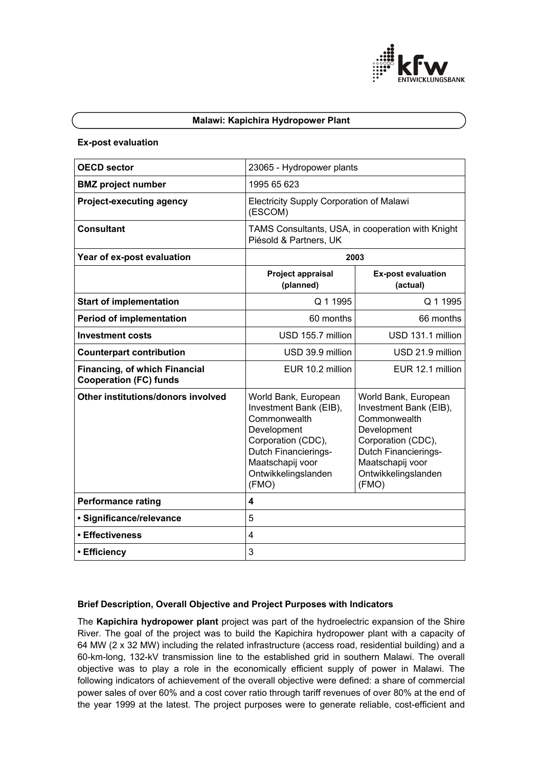# Malawi: Kapichira Hydropower Plant

## Ex-post evaluation

| OECD sector | 23065 - Hydropower plants | |
|---|---|---|
| BMZ project number | 1995 65 623 | |
| Project-executing agency | Electricity Supply Corporation of Malawi (ESCOM) | |
| Consultant | TAMS Consultants, USA, in cooperation with Knight Piésold & Partners, UK | |
| Year of ex-post evaluation | 2003 | |
| | **Project appraisal (planned)** | **Ex-post evaluation (actual)** |
| Start of implementation | Q 1 1995 | Q 1 1995 |
| Period of implementation | 60 months | 66 months |
| Investment costs | USD 155.7 million | USD 131.1 million |
| Counterpart contribution | USD 39.9 million | USD 21.9 million |
| Financing, of which Financial Cooperation (FC) funds | EUR 10.2 million | EUR 12.1 million |
| Other institutions/donors involved | World Bank, European Investment Bank (EIB), Commonwealth Development Corporation (CDC), Dutch Financierings-Maatschapij voor Ontwikkelingslanden (FMO) | World Bank, European Investment Bank (EIB), Commonwealth Development Corporation (CDC), Dutch Financierings-Maatschapij voor Ontwikkelingslanden (FMO) |
| Performance rating | 4 | |
| • Significance/relevance | 5 | |
| • Effectiveness | 4 | |
| • Efficiency | 3 | |

### Brief Description, Overall Objective and Project Purposes with Indicators

The **Kapichira hydropower plant** project was part of the hydroelectric expansion of the Shire River. The goal of the project was to build the Kapichira hydropower plant with a capacity of 64 MW (2 x 32 MW) including the related infrastructure (access road, residential building) and a 60-km-long, 132-kV transmission line to the established grid in southern Malawi. The overall objective was to play a role in the economically efficient supply of power in Malawi. The following indicators of achievement of the overall objective were defined: a share of commercial power sales of over 60% and a cost cover ratio through tariff revenues of over 80% at the end of the year 1999 at the latest. The project purposes were to generate reliable, cost-efficient and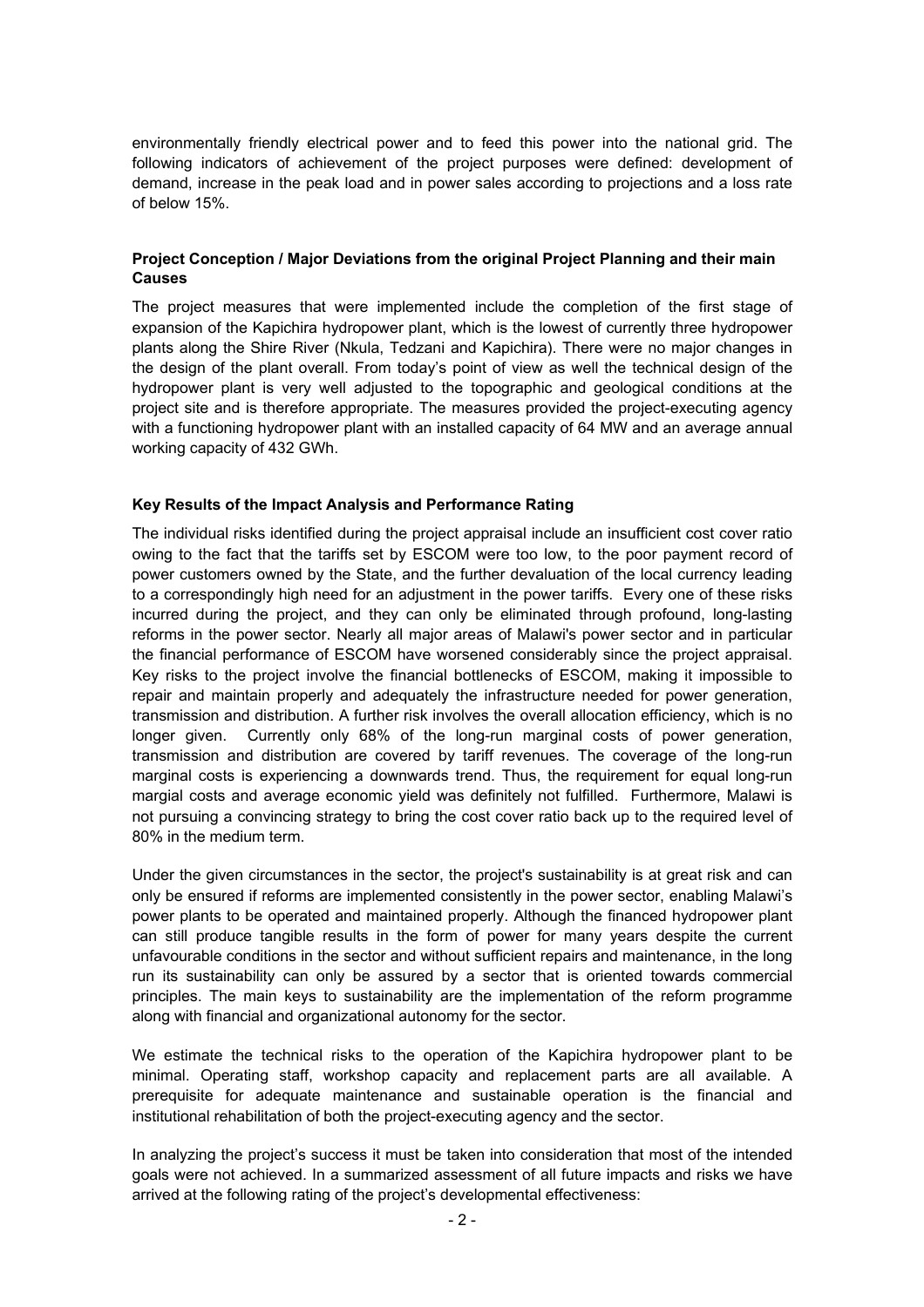environmentally friendly electrical power and to feed this power into the national grid. The following indicators of achievement of the project purposes were defined: development of demand, increase in the peak load and in power sales according to projections and a loss rate of below 15%.

**Project Conception / Major Deviations from the original Project Planning and their main Causes**

The project measures that were implemented include the completion of the first stage of expansion of the Kapichira hydropower plant, which is the lowest of currently three hydropower plants along the Shire River (Nkula, Tedzani and Kapichira). There were no major changes in the design of the plant overall. From today's point of view as well the technical design of the hydropower plant is very well adjusted to the topographic and geological conditions at the project site and is therefore appropriate. The measures provided the project-executing agency with a functioning hydropower plant with an installed capacity of 64 MW and an average annual working capacity of 432 GWh.

**Key Results of the Impact Analysis and Performance Rating**

The individual risks identified during the project appraisal include an insufficient cost cover ratio owing to the fact that the tariffs set by ESCOM were too low, to the poor payment record of power customers owned by the State, and the further devaluation of the local currency leading to a correspondingly high need for an adjustment in the power tariffs. Every one of these risks incurred during the project, and they can only be eliminated through profound, long-lasting reforms in the power sector. Nearly all major areas of Malawi's power sector and in particular the financial performance of ESCOM have worsened considerably since the project appraisal. Key risks to the project involve the financial bottlenecks of ESCOM, making it impossible to repair and maintain properly and adequately the infrastructure needed for power generation, transmission and distribution. A further risk involves the overall allocation efficiency, which is no longer given. Currently only 68% of the long-run marginal costs of power generation, transmission and distribution are covered by tariff revenues. The coverage of the long-run marginal costs is experiencing a downwards trend. Thus, the requirement for equal long-run margial costs and average economic yield was definitely not fulfilled. Furthermore, Malawi is not pursuing a convincing strategy to bring the cost cover ratio back up to the required level of 80% in the medium term.

Under the given circumstances in the sector, the project's sustainability is at great risk and can only be ensured if reforms are implemented consistently in the power sector, enabling Malawi's power plants to be operated and maintained properly. Although the financed hydropower plant can still produce tangible results in the form of power for many years despite the current unfavourable conditions in the sector and without sufficient repairs and maintenance, in the long run its sustainability can only be assured by a sector that is oriented towards commercial principles. The main keys to sustainability are the implementation of the reform programme along with financial and organizational autonomy for the sector.

We estimate the technical risks to the operation of the Kapichira hydropower plant to be minimal. Operating staff, workshop capacity and replacement parts are all available. A prerequisite for adequate maintenance and sustainable operation is the financial and institutional rehabilitation of both the project-executing agency and the sector.

In analyzing the project's success it must be taken into consideration that most of the intended goals were not achieved. In a summarized assessment of all future impacts and risks we have arrived at the following rating of the project's developmental effectiveness: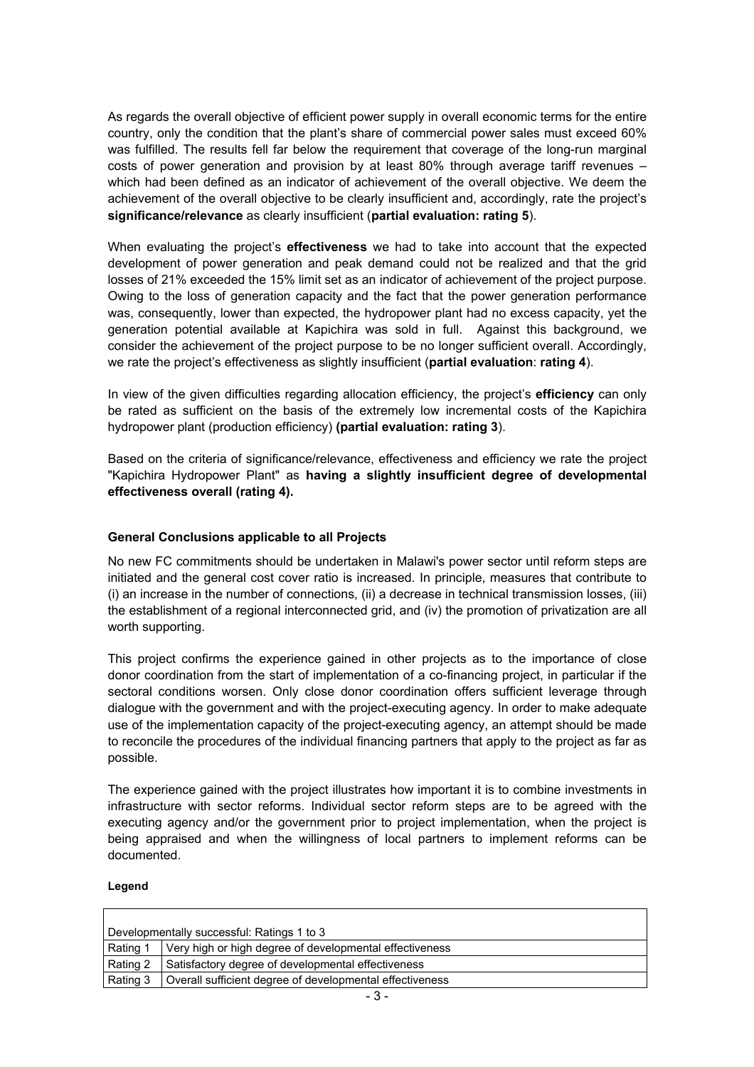As regards the overall objective of efficient power supply in overall economic terms for the entire country, only the condition that the plant's share of commercial power sales must exceed 60% was fulfilled. The results fell far below the requirement that coverage of the long-run marginal costs of power generation and provision by at least 80% through average tariff revenues – which had been defined as an indicator of achievement of the overall objective. We deem the achievement of the overall objective to be clearly insufficient and, accordingly, rate the project's **significance/relevance** as clearly insufficient (**partial evaluation: rating 5**).

When evaluating the project's **effectiveness** we had to take into account that the expected development of power generation and peak demand could not be realized and that the grid losses of 21% exceeded the 15% limit set as an indicator of achievement of the project purpose. Owing to the loss of generation capacity and the fact that the power generation performance was, consequently, lower than expected, the hydropower plant had no excess capacity, yet the generation potential available at Kapichira was sold in full. Against this background, we consider the achievement of the project purpose to be no longer sufficient overall. Accordingly, we rate the project's effectiveness as slightly insufficient (**partial evaluation**: **rating 4**).

In view of the given difficulties regarding allocation efficiency, the project's **efficiency** can only be rated as sufficient on the basis of the extremely low incremental costs of the Kapichira hydropower plant (production efficiency) **(partial evaluation: rating 3**).

Based on the criteria of significance/relevance, effectiveness and efficiency we rate the project "Kapichira Hydropower Plant" as **having a slightly insufficient degree of developmental effectiveness overall (rating 4).**

### General Conclusions applicable to all Projects

No new FC commitments should be undertaken in Malawi's power sector until reform steps are initiated and the general cost cover ratio is increased. In principle, measures that contribute to (i) an increase in the number of connections, (ii) a decrease in technical transmission losses, (iii) the establishment of a regional interconnected grid, and (iv) the promotion of privatization are all worth supporting.

This project confirms the experience gained in other projects as to the importance of close donor coordination from the start of implementation of a co-financing project, in particular if the sectoral conditions worsen. Only close donor coordination offers sufficient leverage through dialogue with the government and with the project-executing agency. In order to make adequate use of the implementation capacity of the project-executing agency, an attempt should be made to reconcile the procedures of the individual financing partners that apply to the project as far as possible.

The experience gained with the project illustrates how important it is to combine investments in infrastructure with sector reforms. Individual sector reform steps are to be agreed with the executing agency and/or the government prior to project implementation, when the project is being appraised and when the willingness of local partners to implement reforms can be documented.

**Legend**

| Developmentally successful: Ratings 1 to 3 | |
|---|---|
| Rating 1 | Very high or high degree of developmental effectiveness |
| Rating 2 | Satisfactory degree of developmental effectiveness |
| Rating 3 | Overall sufficient degree of developmental effectiveness |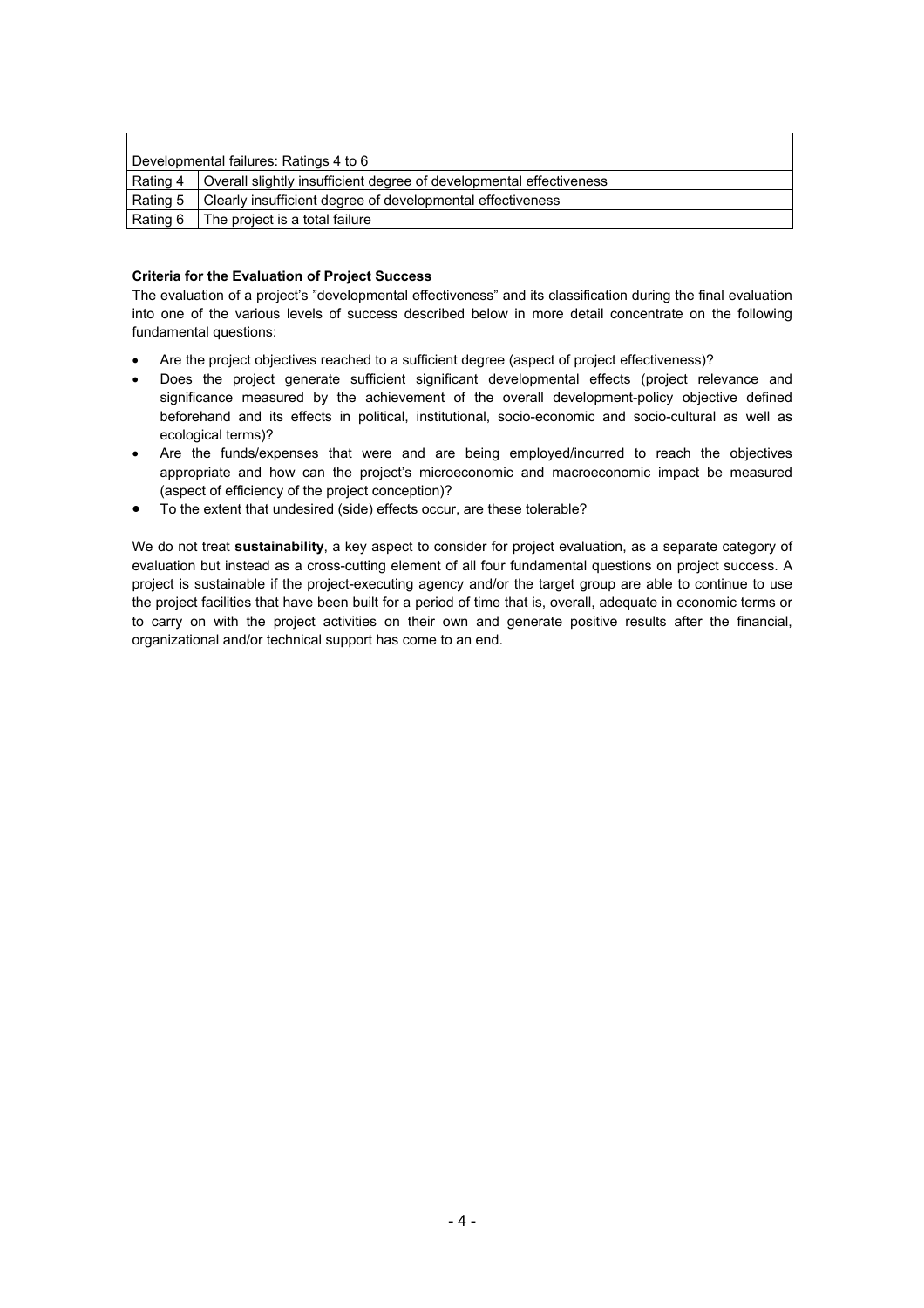| Developmental failures: Ratings 4 to 6 | |
|---|---|
| Rating 4 | Overall slightly insufficient degree of developmental effectiveness |
| Rating 5 | Clearly insufficient degree of developmental effectiveness |
| Rating 6 | The project is a total failure |

**Criteria for the Evaluation of Project Success**

The evaluation of a project's "developmental effectiveness" and its classification during the final evaluation into one of the various levels of success described below in more detail concentrate on the following fundamental questions:

- Are the project objectives reached to a sufficient degree (aspect of project effectiveness)?
- Does the project generate sufficient significant developmental effects (project relevance and significance measured by the achievement of the overall development-policy objective defined beforehand and its effects in political, institutional, socio-economic and socio-cultural as well as ecological terms)?
- Are the funds/expenses that were and are being employed/incurred to reach the objectives appropriate and how can the project's microeconomic and macroeconomic impact be measured (aspect of efficiency of the project conception)?
- To the extent that undesired (side) effects occur, are these tolerable?

We do not treat **sustainability**, a key aspect to consider for project evaluation, as a separate category of evaluation but instead as a cross-cutting element of all four fundamental questions on project success. A project is sustainable if the project-executing agency and/or the target group are able to continue to use the project facilities that have been built for a period of time that is, overall, adequate in economic terms or to carry on with the project activities on their own and generate positive results after the financial, organizational and/or technical support has come to an end.